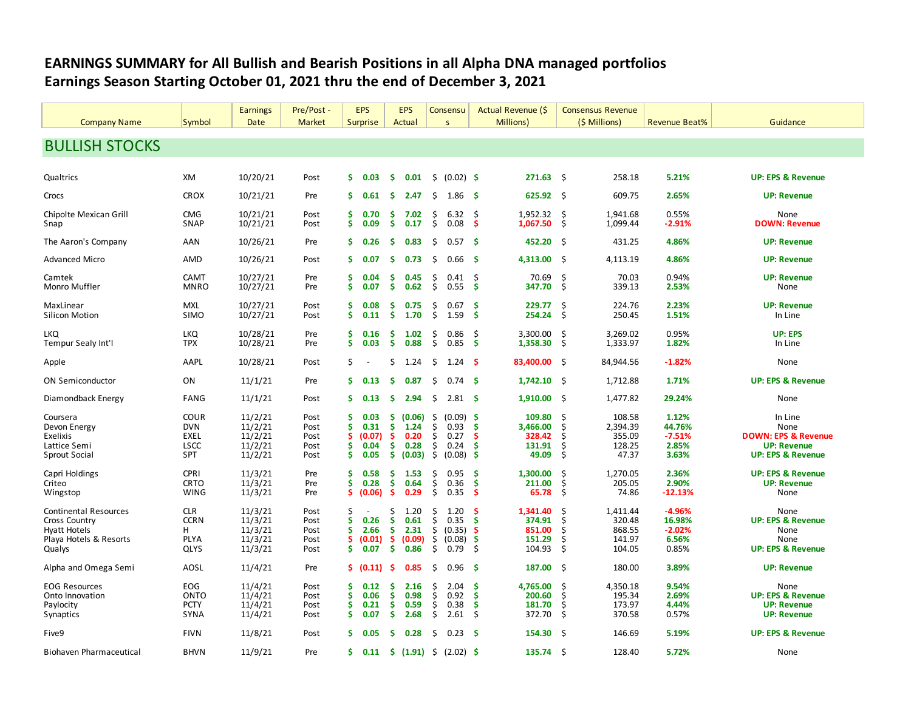# EARNINGS SUMMARY for All Bullish and Bearish Positions in all Alpha DNA managed portfolios
## Earnings Season Starting October 01, 2021 thru the end of December 3, 2021

| Company Name | Symbol | Earnings Date | Pre/Post - Market | EPS Surprise | EPS Actual | Consensus | Actual Revenue ($ Millions) | Consensus Revenue ($ Millions) | Revenue Beat% | Guidance |
|---|---|---|---|---|---|---|---|---|---|---|
| **BULLISH STOCKS** | | | | | | | | | | |
| Qualtrics | XM | 10/20/21 | Post | $ 0.03 | $ 0.01 | $ (0.02) | $ 271.63 | $ 258.18 | 5.21% | UP: EPS & Revenue |
| Crocs | CROX | 10/21/21 | Pre | $ 0.61 | $ 2.47 | $ 1.86 | $ 625.92 | $ 609.75 | 2.65% | UP: Revenue |
| Chipolte Mexican Grill | CMG | 10/21/21 | Post | $ 0.70 | $ 7.02 | $ 6.32 | $ 1,952.32 | $ 1,941.68 | 0.55% | None |
| Snap | SNAP | 10/21/21 | Post | $ 0.09 | $ 0.17 | $ 0.08 | $ 1,067.50 | $ 1,099.44 | -2.91% | DOWN: Revenue |
| The Aaron's Company | AAN | 10/26/21 | Pre | $ 0.26 | $ 0.83 | $ 0.57 | $ 452.20 | $ 431.25 | 4.86% | UP: Revenue |
| Advanced Micro | AMD | 10/26/21 | Post | $ 0.07 | $ 0.73 | $ 0.66 | $ 4,313.00 | $ 4,113.19 | 4.86% | UP: Revenue |
| Camtek | CAMT | 10/27/21 | Pre | $ 0.04 | $ 0.45 | $ 0.41 | $ 70.69 | $ 70.03 | 0.94% | UP: Revenue |
| Monro Muffler | MNRO | 10/27/21 | Pre | $ 0.07 | $ 0.62 | $ 0.55 | $ 347.70 | $ 339.13 | 2.53% | None |
| MaxLinear | MXL | 10/27/21 | Post | $ 0.08 | $ 0.75 | $ 0.67 | $ 229.77 | $ 224.76 | 2.23% | UP: Revenue |
| Silicon Motion | SIMO | 10/27/21 | Post | $ 0.11 | $ 1.70 | $ 1.59 | $ 254.24 | $ 250.45 | 1.51% | In Line |
| LKQ | LKQ | 10/28/21 | Pre | $ 0.16 | $ 1.02 | $ 0.86 | $ 3,300.00 | $ 3,269.02 | 0.95% | UP: EPS |
| Tempur Sealy Int'l | TPX | 10/28/21 | Pre | $ 0.03 | $ 0.88 | $ 0.85 | $ 1,358.30 | $ 1,333.97 | 1.82% | In Line |
| Apple | AAPL | 10/28/21 | Post | $ - | $ 1.24 | $ 1.24 | $ 83,400.00 | $ 84,944.56 | -1.82% | None |
| ON Semiconductor | ON | 11/1/21 | Pre | $ 0.13 | $ 0.87 | $ 0.74 | $ 1,742.10 | $ 1,712.88 | 1.71% | UP: EPS & Revenue |
| Diamondback Energy | FANG | 11/1/21 | Post | $ 0.13 | $ 2.94 | $ 2.81 | $ 1,910.00 | $ 1,477.82 | 29.24% | None |
| Coursera | COUR | 11/2/21 | Post | $ 0.03 | $ (0.06) | $ (0.09) | $ 109.80 | $ 108.58 | 1.12% | In Line |
| Devon Energy | DVN | 11/2/21 | Post | $ 0.31 | $ 1.24 | $ 0.93 | $ 3,466.00 | $ 2,394.39 | 44.76% | None |
| Exelixis | EXEL | 11/2/21 | Post | $ (0.07) | $ 0.20 | $ 0.27 | $ 328.42 | $ 355.09 | -7.51% | DOWN: EPS & Revenue |
| Lattice Semi | LSCC | 11/2/21 | Post | $ 0.04 | $ 0.28 | $ 0.24 | $ 131.91 | $ 128.25 | 2.85% | UP: Revenue |
| Sprout Social | SPT | 11/2/21 | Post | $ 0.05 | $ (0.03) | $ (0.08) | $ 49.09 | $ 47.37 | 3.63% | UP: EPS & Revenue |
| Capri Holdings | CPRI | 11/3/21 | Pre | $ 0.58 | $ 1.53 | $ 0.95 | $ 1,300.00 | $ 1,270.05 | 2.36% | UP: EPS & Revenue |
| Criteo | CRTO | 11/3/21 | Pre | $ 0.28 | $ 0.64 | $ 0.36 | $ 211.00 | $ 205.05 | 2.90% | UP: Revenue |
| Wingstop | WING | 11/3/21 | Pre | $ (0.06) | $ 0.29 | $ 0.35 | $ 65.78 | $ 74.86 | -12.13% | None |
| Continental Resources | CLR | 11/3/21 | Post | $ - | $ 1.20 | $ 1.20 | $ 1,341.40 | $ 1,411.44 | -4.96% | None |
| Cross Country | CCRN | 11/3/21 | Post | $ 0.26 | $ 0.61 | $ 0.35 | $ 374.91 | $ 320.48 | 16.98% | UP: EPS & Revenue |
| Hyatt Hotels | H | 11/3/21 | Post | $ 2.66 | $ 2.31 | $ (0.35) | $ 851.00 | $ 868.55 | -2.02% | None |
| Playa Hotels & Resorts | PLYA | 11/3/21 | Post | $ (0.01) | $ (0.09) | $ (0.08) | $ 151.29 | $ 141.97 | 6.56% | None |
| Qualys | QLYS | 11/3/21 | Post | $ 0.07 | $ 0.86 | $ 0.79 | $ 104.93 | $ 104.05 | 0.85% | UP: EPS & Revenue |
| Alpha and Omega Semi | AOSL | 11/4/21 | Pre | $ (0.11) | $ 0.85 | $ 0.96 | $ 187.00 | $ 180.00 | 3.89% | UP: Revenue |
| EOG Resources | EOG | 11/4/21 | Post | $ 0.12 | $ 2.16 | $ 2.04 | $ 4,765.00 | $ 4,350.18 | 9.54% | None |
| Onto Innovation | ONTO | 11/4/21 | Post | $ 0.06 | $ 0.98 | $ 0.92 | $ 200.60 | $ 195.34 | 2.69% | UP: EPS & Revenue |
| Paylocity | PCTY | 11/4/21 | Post | $ 0.21 | $ 0.59 | $ 0.38 | $ 181.70 | $ 173.97 | 4.44% | UP: Revenue |
| Synaptics | SYNA | 11/4/21 | Post | $ 0.07 | $ 2.68 | $ 2.61 | $ 372.70 | $ 370.58 | 0.57% | UP: Revenue |
| Five9 | FIVN | 11/8/21 | Post | $ 0.05 | $ 0.28 | $ 0.23 | $ 154.30 | $ 146.69 | 5.19% | UP: EPS & Revenue |
| Biohaven Pharmaceutical | BHVN | 11/9/21 | Pre | $ 0.11 | $ (1.91) | $ (2.02) | $ 135.74 | $ 128.40 | 5.72% | None |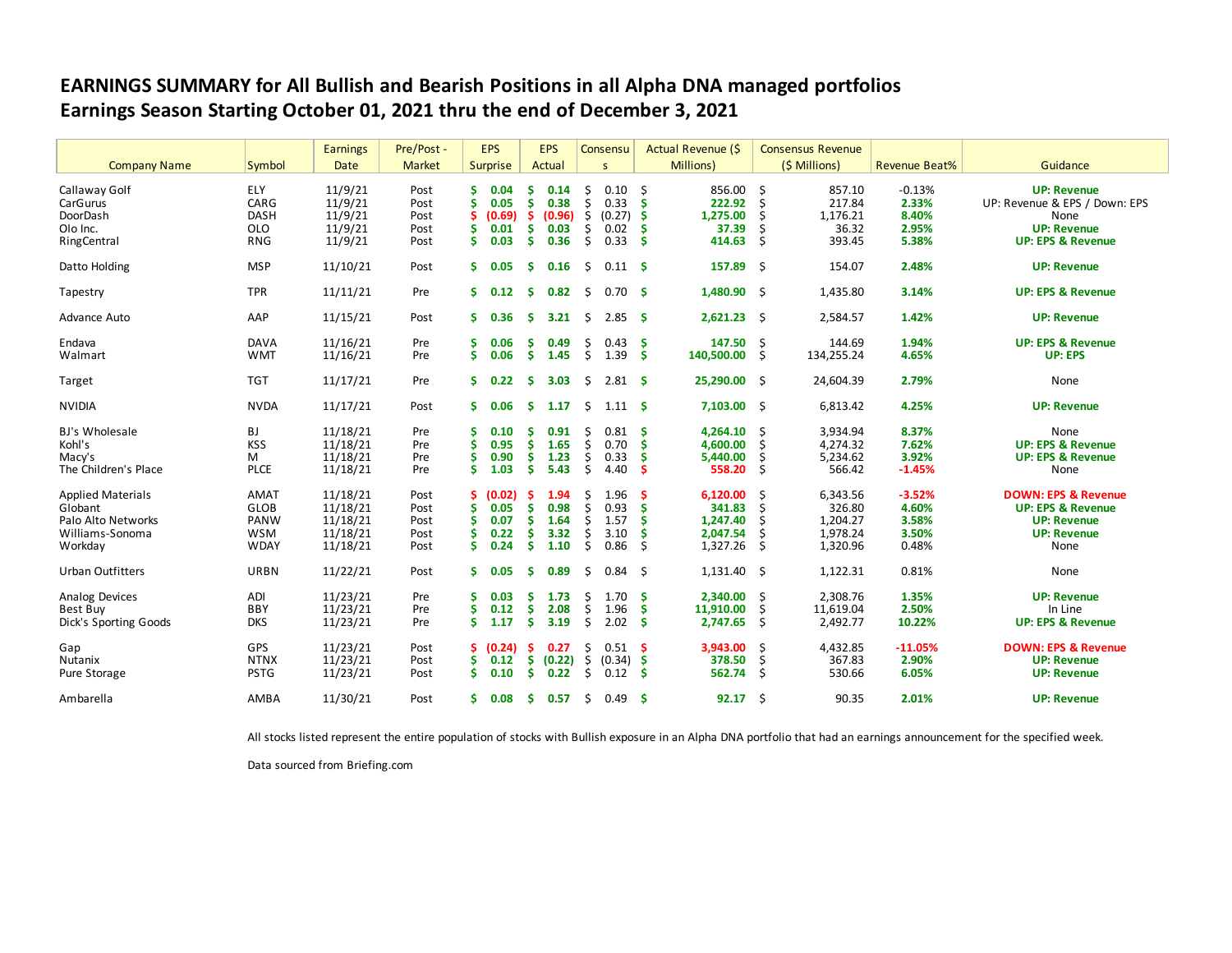# EARNINGS SUMMARY for All Bullish and Bearish Positions in all Alpha DNA managed portfolios
## Earnings Season Starting October 01, 2021 thru the end of December 3, 2021

| Company Name | Symbol | Earnings Date | Pre/Post - Market | EPS Surprise | EPS Actual | Consensus | Actual Revenue ($ Millions) | Consensus Revenue ($ Millions) | Revenue Beat% | Guidance |
|---|---|---|---|---|---|---|---|---|---|---|
| Callaway Golf | ELY | 11/9/21 | Post | $ 0.04 | $ 0.14 | $ 0.10 | $ 856.00 | $ 857.10 | -0.13% | UP: Revenue |
| CarGurus | CARG | 11/9/21 | Post | $ 0.05 | $ 0.38 | $ 0.33 | $ 222.92 | $ 217.84 | 2.33% | UP: Revenue & EPS / Down: EPS |
| DoorDash | DASH | 11/9/21 | Post | $ (0.69) | $ (0.96) | $ (0.27) | $ 1,275.00 | $ 1,176.21 | 8.40% | None |
| Olo Inc. | OLO | 11/9/21 | Post | $ 0.01 | $ 0.03 | $ 0.02 | $ 37.39 | $ 36.32 | 2.95% | UP: Revenue |
| RingCentral | RNG | 11/9/21 | Post | $ 0.03 | $ 0.36 | $ 0.33 | $ 414.63 | $ 393.45 | 5.38% | UP: EPS & Revenue |
| Datto Holding | MSP | 11/10/21 | Post | $ 0.05 | $ 0.16 | $ 0.11 | $ 157.89 | $ 154.07 | 2.48% | UP: Revenue |
| Tapestry | TPR | 11/11/21 | Pre | $ 0.12 | $ 0.82 | $ 0.70 | $ 1,480.90 | $ 1,435.80 | 3.14% | UP: EPS & Revenue |
| Advance Auto | AAP | 11/15/21 | Post | $ 0.36 | $ 3.21 | $ 2.85 | $ 2,621.23 | $ 2,584.57 | 1.42% | UP: Revenue |
| Endava | DAVA | 11/16/21 | Pre | $ 0.06 | $ 0.49 | $ 0.43 | $ 147.50 | $ 144.69 | 1.94% | UP: EPS & Revenue |
| Walmart | WMT | 11/16/21 | Pre | $ 0.06 | $ 1.45 | $ 1.39 | $ 140,500.00 | $ 134,255.24 | 4.65% | UP: EPS |
| Target | TGT | 11/17/21 | Pre | $ 0.22 | $ 3.03 | $ 2.81 | $ 25,290.00 | $ 24,604.39 | 2.79% | None |
| NVIDIA | NVDA | 11/17/21 | Post | $ 0.06 | $ 1.17 | $ 1.11 | $ 7,103.00 | $ 6,813.42 | 4.25% | UP: Revenue |
| BJ's Wholesale | BJ | 11/18/21 | Pre | $ 0.10 | $ 0.91 | $ 0.81 | $ 4,264.10 | $ 3,934.94 | 8.37% | None |
| Kohl's | KSS | 11/18/21 | Pre | $ 0.95 | $ 1.65 | $ 0.70 | $ 4,600.00 | $ 4,274.32 | 7.62% | UP: EPS & Revenue |
| Macy's | M | 11/18/21 | Pre | $ 0.90 | $ 1.23 | $ 0.33 | $ 5,440.00 | $ 5,234.62 | 3.92% | UP: EPS & Revenue |
| The Children's Place | PLCE | 11/18/21 | Pre | $ 1.03 | $ 5.43 | $ 4.40 | $ 558.20 | $ 566.42 | -1.45% | None |
| Applied Materials | AMAT | 11/18/21 | Post | $ (0.02) | $ 1.94 | $ 1.96 | $ 6,120.00 | $ 6,343.56 | -3.52% | DOWN: EPS & Revenue |
| Globant | GLOB | 11/18/21 | Post | $ 0.05 | $ 0.98 | $ 0.93 | $ 341.83 | $ 326.80 | 4.60% | UP: EPS & Revenue |
| Palo Alto Networks | PANW | 11/18/21 | Post | $ 0.07 | $ 1.64 | $ 1.57 | $ 1,247.40 | $ 1,204.27 | 3.58% | UP: Revenue |
| Williams-Sonoma | WSM | 11/18/21 | Post | $ 0.22 | $ 3.32 | $ 3.10 | $ 2,047.54 | $ 1,978.24 | 3.50% | UP: Revenue |
| Workday | WDAY | 11/18/21 | Post | $ 0.24 | $ 1.10 | $ 0.86 | $ 1,327.26 | $ 1,320.96 | 0.48% | None |
| Urban Outfitters | URBN | 11/22/21 | Post | $ 0.05 | $ 0.89 | $ 0.84 | $ 1,131.40 | $ 1,122.31 | 0.81% | None |
| Analog Devices | ADI | 11/23/21 | Pre | $ 0.03 | $ 1.73 | $ 1.70 | $ 2,340.00 | $ 2,308.76 | 1.35% | UP: Revenue |
| Best Buy | BBY | 11/23/21 | Pre | $ 0.12 | $ 2.08 | $ 1.96 | $ 11,910.00 | $ 11,619.04 | 2.50% | In Line |
| Dick's Sporting Goods | DKS | 11/23/21 | Pre | $ 1.17 | $ 3.19 | $ 2.02 | $ 2,747.65 | $ 2,492.77 | 10.22% | UP: EPS & Revenue |
| Gap | GPS | 11/23/21 | Post | $ (0.24) | $ 0.27 | $ 0.51 | $ 3,943.00 | $ 4,432.85 | -11.05% | DOWN: EPS & Revenue |
| Nutanix | NTNX | 11/23/21 | Post | $ 0.12 | $ (0.22) | $ (0.34) | $ 378.50 | $ 367.83 | 2.90% | UP: Revenue |
| Pure Storage | PSTG | 11/23/21 | Post | $ 0.10 | $ 0.22 | $ 0.12 | $ 562.74 | $ 530.66 | 6.05% | UP: Revenue |
| Ambarella | AMBA | 11/30/21 | Post | $ 0.08 | $ 0.57 | $ 0.49 | $ 92.17 | $ 90.35 | 2.01% | UP: Revenue |

All stocks listed represent the entire population of stocks with Bullish exposure in an Alpha DNA portfolio that had an earnings announcement for the specified week.

Data sourced from Briefing.com